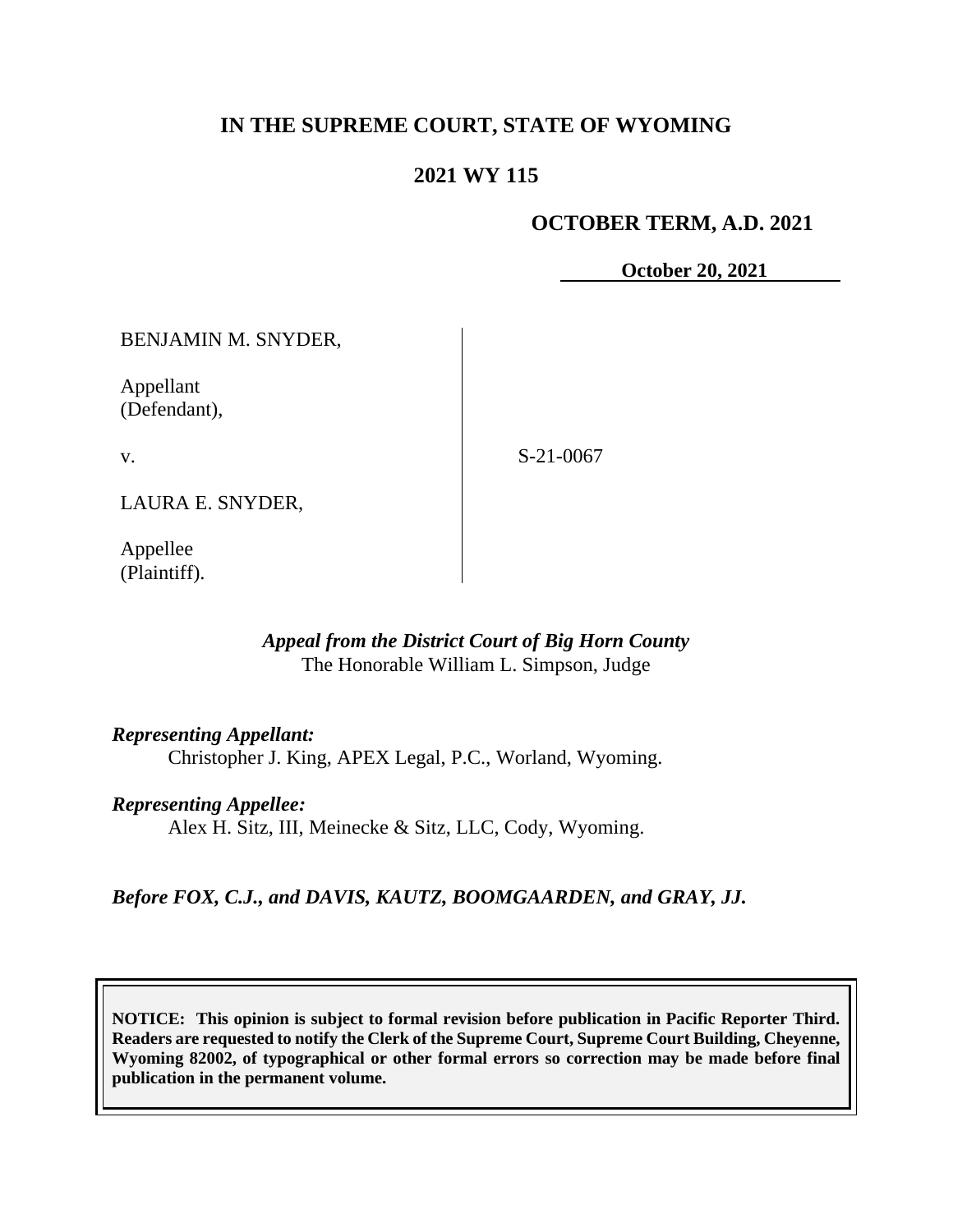# IN THE SUPREME COURT, STATE OF WYOMING

## 2021 WY 115

**OCTOBER TERM, A.D. 2021**

**October 20, 2021**

| | |
|---|---|
| BENJAMIN M. SNYDER,<br><br>Appellant<br>(Defendant),<br><br>v.<br><br>LAURA E. SNYDER,<br><br>Appellee<br>(Plaintiff). | S-21-0067 |

*Appeal from the District Court of Big Horn County*
The Honorable William L. Simpson, Judge

***Representing Appellant:***
Christopher J. King, APEX Legal, P.C., Worland, Wyoming.

***Representing Appellee:***
Alex H. Sitz, III, Meinecke & Sitz, LLC, Cody, Wyoming.

***Before FOX, C.J., and DAVIS, KAUTZ, BOOMGAARDEN, and GRAY, JJ.***

**NOTICE: This opinion is subject to formal revision before publication in Pacific Reporter Third. Readers are requested to notify the Clerk of the Supreme Court, Supreme Court Building, Cheyenne, Wyoming 82002, of typographical or other formal errors so correction may be made before final publication in the permanent volume.**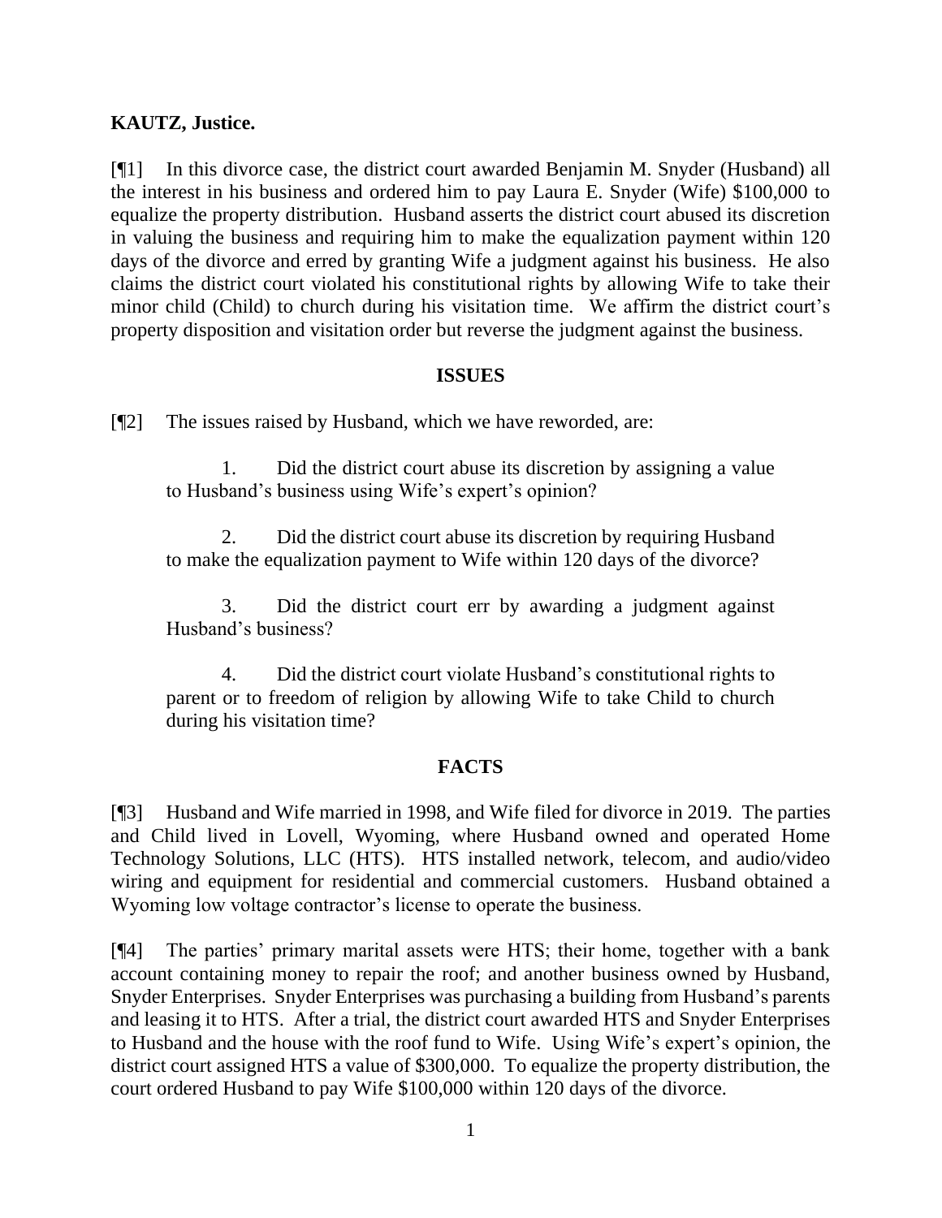**KAUTZ, Justice.**

[¶1] In this divorce case, the district court awarded Benjamin M. Snyder (Husband) all the interest in his business and ordered him to pay Laura E. Snyder (Wife) $100,000 to equalize the property distribution. Husband asserts the district court abused its discretion in valuing the business and requiring him to make the equalization payment within 120 days of the divorce and erred by granting Wife a judgment against his business. He also claims the district court violated his constitutional rights by allowing Wife to take their minor child (Child) to church during his visitation time. We affirm the district court's property disposition and visitation order but reverse the judgment against the business.

## ISSUES

[¶2] The issues raised by Husband, which we have reworded, are:

> 1. Did the district court abuse its discretion by assigning a value to Husband's business using Wife's expert's opinion?
>
> 2. Did the district court abuse its discretion by requiring Husband to make the equalization payment to Wife within 120 days of the divorce?
>
> 3. Did the district court err by awarding a judgment against Husband's business?
>
> 4. Did the district court violate Husband's constitutional rights to parent or to freedom of religion by allowing Wife to take Child to church during his visitation time?

## FACTS

[¶3] Husband and Wife married in 1998, and Wife filed for divorce in 2019. The parties and Child lived in Lovell, Wyoming, where Husband owned and operated Home Technology Solutions, LLC (HTS). HTS installed network, telecom, and audio/video wiring and equipment for residential and commercial customers. Husband obtained a Wyoming low voltage contractor's license to operate the business.

[¶4] The parties' primary marital assets were HTS; their home, together with a bank account containing money to repair the roof; and another business owned by Husband, Snyder Enterprises. Snyder Enterprises was purchasing a building from Husband's parents and leasing it to HTS. After a trial, the district court awarded HTS and Snyder Enterprises to Husband and the house with the roof fund to Wife. Using Wife's expert's opinion, the district court assigned HTS a value of $300,000. To equalize the property distribution, the court ordered Husband to pay Wife $100,000 within 120 days of the divorce.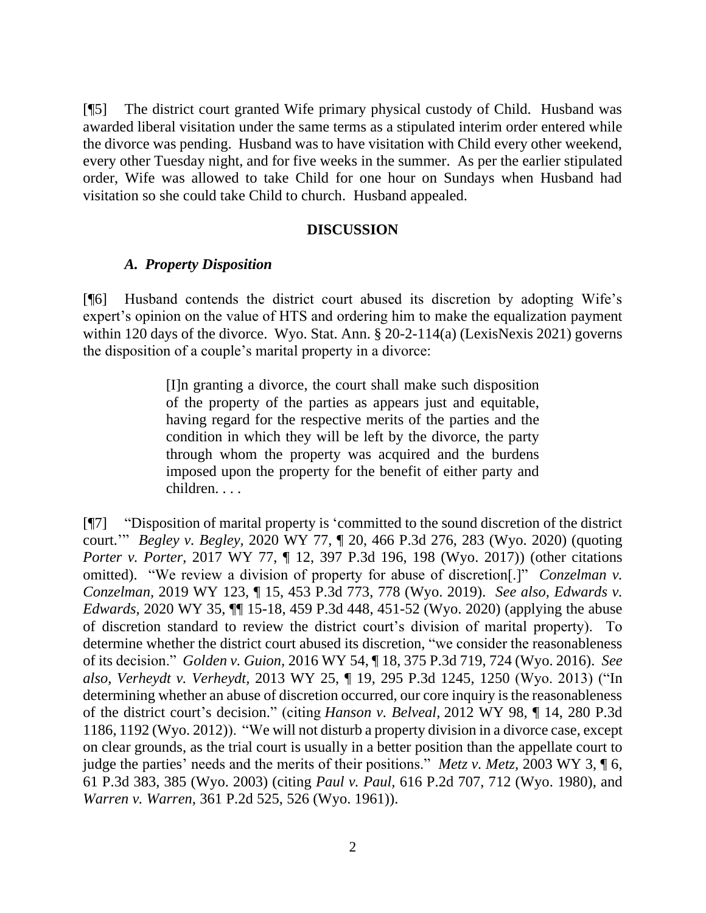[¶5] The district court granted Wife primary physical custody of Child. Husband was awarded liberal visitation under the same terms as a stipulated interim order entered while the divorce was pending. Husband was to have visitation with Child every other weekend, every other Tuesday night, and for five weeks in the summer. As per the earlier stipulated order, Wife was allowed to take Child for one hour on Sundays when Husband had visitation so she could take Child to church. Husband appealed.

## DISCUSSION

### *A. Property Disposition*

[¶6] Husband contends the district court abused its discretion by adopting Wife's expert's opinion on the value of HTS and ordering him to make the equalization payment within 120 days of the divorce. Wyo. Stat. Ann. § 20-2-114(a) (LexisNexis 2021) governs the disposition of a couple's marital property in a divorce:

> [I]n granting a divorce, the court shall make such disposition of the property of the parties as appears just and equitable, having regard for the respective merits of the parties and the condition in which they will be left by the divorce, the party through whom the property was acquired and the burdens imposed upon the property for the benefit of either party and children. . . .

[¶7] "Disposition of marital property is 'committed to the sound discretion of the district court.'" *Begley v. Begley*, 2020 WY 77, ¶ 20, 466 P.3d 276, 283 (Wyo. 2020) (quoting *Porter v. Porter*, 2017 WY 77, ¶ 12, 397 P.3d 196, 198 (Wyo. 2017)) (other citations omitted). "We review a division of property for abuse of discretion[.]" *Conzelman v. Conzelman*, 2019 WY 123, ¶ 15, 453 P.3d 773, 778 (Wyo. 2019). *See also*, *Edwards v. Edwards*, 2020 WY 35, ¶¶ 15-18, 459 P.3d 448, 451-52 (Wyo. 2020) (applying the abuse of discretion standard to review the district court's division of marital property). To determine whether the district court abused its discretion, "we consider the reasonableness of its decision." *Golden v. Guion*, 2016 WY 54, ¶ 18, 375 P.3d 719, 724 (Wyo. 2016). *See also*, *Verheydt v. Verheydt*, 2013 WY 25, ¶ 19, 295 P.3d 1245, 1250 (Wyo. 2013) ("In determining whether an abuse of discretion occurred, our core inquiry is the reasonableness of the district court's decision." (citing *Hanson v. Belveal*, 2012 WY 98, ¶ 14, 280 P.3d 1186, 1192 (Wyo. 2012)). "We will not disturb a property division in a divorce case, except on clear grounds, as the trial court is usually in a better position than the appellate court to judge the parties' needs and the merits of their positions." *Metz v. Metz*, 2003 WY 3, ¶ 6, 61 P.3d 383, 385 (Wyo. 2003) (citing *Paul v. Paul*, 616 P.2d 707, 712 (Wyo. 1980), and *Warren v. Warren*, 361 P.2d 525, 526 (Wyo. 1961)).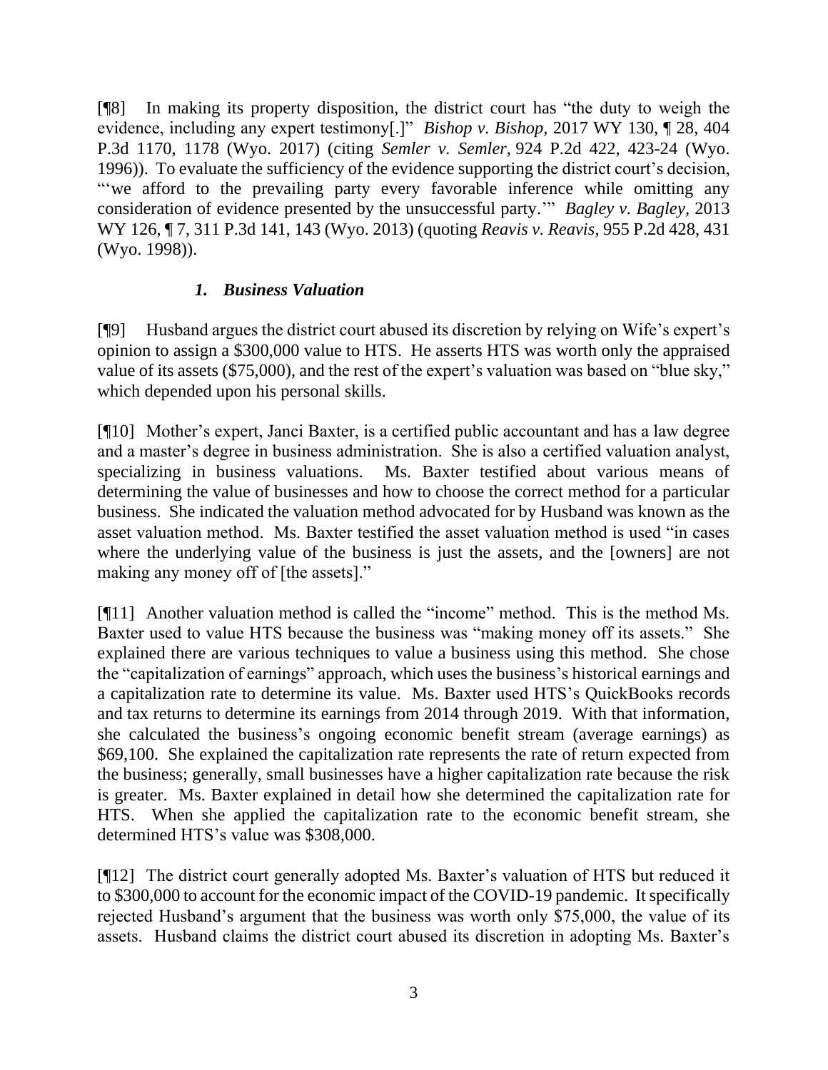[¶8] In making its property disposition, the district court has "the duty to weigh the evidence, including any expert testimony[.]" *Bishop v. Bishop,* 2017 WY 130, ¶ 28, 404 P.3d 1170, 1178 (Wyo. 2017) (citing *Semler v. Semler,* 924 P.2d 422, 423-24 (Wyo. 1996)). To evaluate the sufficiency of the evidence supporting the district court's decision, "'we afford to the prevailing party every favorable inference while omitting any consideration of evidence presented by the unsuccessful party.'" *Bagley v. Bagley,* 2013 WY 126, ¶ 7, 311 P.3d 141, 143 (Wyo. 2013) (quoting *Reavis v. Reavis,* 955 P.2d 428, 431 (Wyo. 1998)).

### *1. Business Valuation*

[¶9] Husband argues the district court abused its discretion by relying on Wife's expert's opinion to assign a $300,000 value to HTS. He asserts HTS was worth only the appraised value of its assets ($75,000), and the rest of the expert's valuation was based on "blue sky," which depended upon his personal skills.

[¶10] Mother's expert, Janci Baxter, is a certified public accountant and has a law degree and a master's degree in business administration. She is also a certified valuation analyst, specializing in business valuations. Ms. Baxter testified about various means of determining the value of businesses and how to choose the correct method for a particular business. She indicated the valuation method advocated for by Husband was known as the asset valuation method. Ms. Baxter testified the asset valuation method is used "in cases where the underlying value of the business is just the assets, and the [owners] are not making any money off of [the assets]."

[¶11] Another valuation method is called the "income" method. This is the method Ms. Baxter used to value HTS because the business was "making money off its assets." She explained there are various techniques to value a business using this method. She chose the "capitalization of earnings" approach, which uses the business's historical earnings and a capitalization rate to determine its value. Ms. Baxter used HTS's QuickBooks records and tax returns to determine its earnings from 2014 through 2019. With that information, she calculated the business's ongoing economic benefit stream (average earnings) as $69,100. She explained the capitalization rate represents the rate of return expected from the business; generally, small businesses have a higher capitalization rate because the risk is greater. Ms. Baxter explained in detail how she determined the capitalization rate for HTS. When she applied the capitalization rate to the economic benefit stream, she determined HTS's value was $308,000.

[¶12] The district court generally adopted Ms. Baxter's valuation of HTS but reduced it to $300,000 to account for the economic impact of the COVID-19 pandemic. It specifically rejected Husband's argument that the business was worth only $75,000, the value of its assets. Husband claims the district court abused its discretion in adopting Ms. Baxter's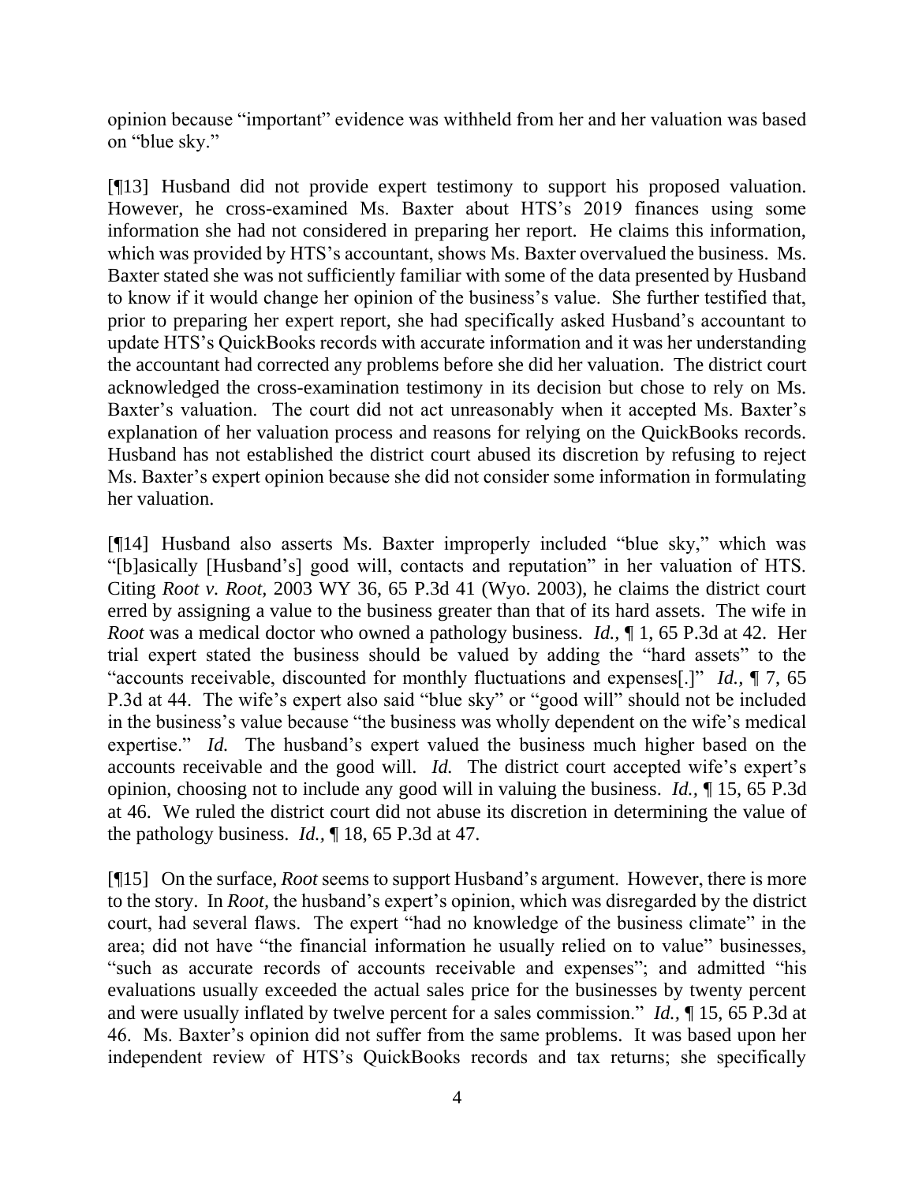opinion because "important" evidence was withheld from her and her valuation was based on "blue sky."

[¶13] Husband did not provide expert testimony to support his proposed valuation. However, he cross-examined Ms. Baxter about HTS's 2019 finances using some information she had not considered in preparing her report. He claims this information, which was provided by HTS's accountant, shows Ms. Baxter overvalued the business. Ms. Baxter stated she was not sufficiently familiar with some of the data presented by Husband to know if it would change her opinion of the business's value. She further testified that, prior to preparing her expert report, she had specifically asked Husband's accountant to update HTS's QuickBooks records with accurate information and it was her understanding the accountant had corrected any problems before she did her valuation. The district court acknowledged the cross-examination testimony in its decision but chose to rely on Ms. Baxter's valuation. The court did not act unreasonably when it accepted Ms. Baxter's explanation of her valuation process and reasons for relying on the QuickBooks records. Husband has not established the district court abused its discretion by refusing to reject Ms. Baxter's expert opinion because she did not consider some information in formulating her valuation.

[¶14] Husband also asserts Ms. Baxter improperly included "blue sky," which was "[b]asically [Husband's] good will, contacts and reputation" in her valuation of HTS. Citing *Root v. Root*, 2003 WY 36, 65 P.3d 41 (Wyo. 2003), he claims the district court erred by assigning a value to the business greater than that of its hard assets. The wife in *Root* was a medical doctor who owned a pathology business. *Id.*, ¶ 1, 65 P.3d at 42. Her trial expert stated the business should be valued by adding the "hard assets" to the "accounts receivable, discounted for monthly fluctuations and expenses[.]" *Id.*, ¶ 7, 65 P.3d at 44. The wife's expert also said "blue sky" or "good will" should not be included in the business's value because "the business was wholly dependent on the wife's medical expertise." *Id.* The husband's expert valued the business much higher based on the accounts receivable and the good will. *Id.* The district court accepted wife's expert's opinion, choosing not to include any good will in valuing the business. *Id.*, ¶ 15, 65 P.3d at 46. We ruled the district court did not abuse its discretion in determining the value of the pathology business. *Id.*, ¶ 18, 65 P.3d at 47.

[¶15] On the surface, *Root* seems to support Husband's argument. However, there is more to the story. In *Root*, the husband's expert's opinion, which was disregarded by the district court, had several flaws. The expert "had no knowledge of the business climate" in the area; did not have "the financial information he usually relied on to value" businesses, "such as accurate records of accounts receivable and expenses"; and admitted "his evaluations usually exceeded the actual sales price for the businesses by twenty percent and were usually inflated by twelve percent for a sales commission." *Id.*, ¶ 15, 65 P.3d at 46. Ms. Baxter's opinion did not suffer from the same problems. It was based upon her independent review of HTS's QuickBooks records and tax returns; she specifically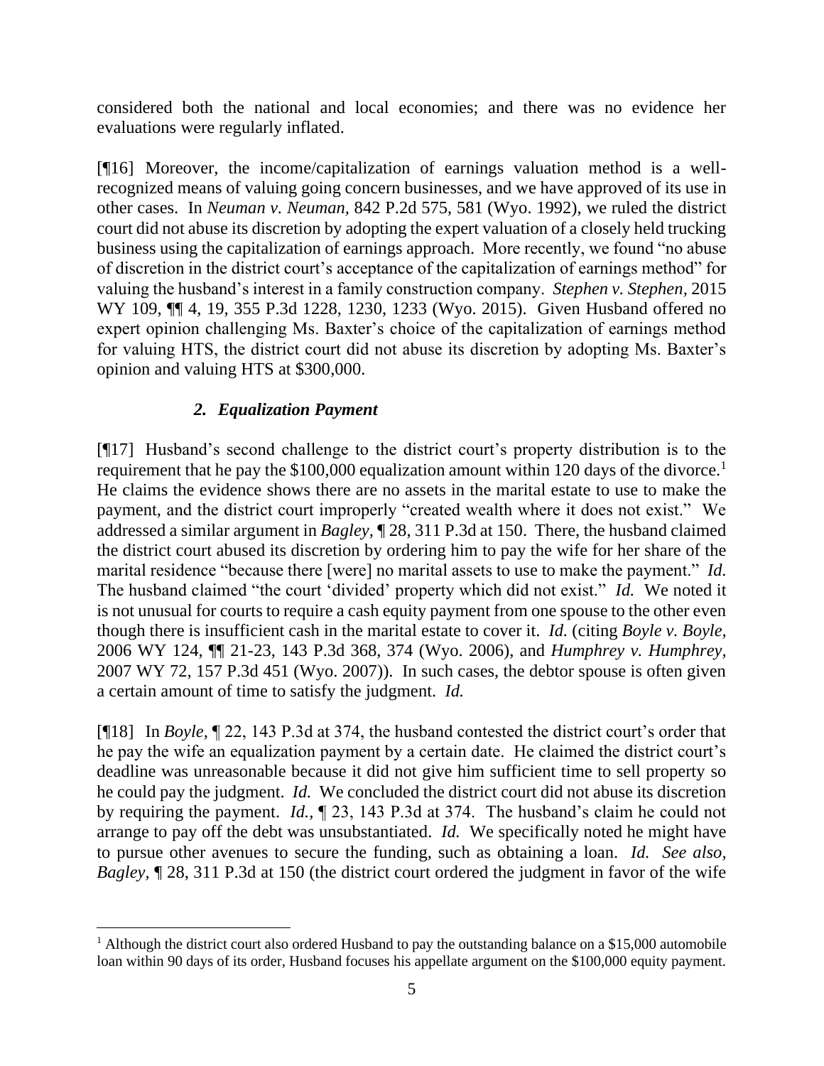considered both the national and local economies; and there was no evidence her evaluations were regularly inflated.

[¶16] Moreover, the income/capitalization of earnings valuation method is a well-recognized means of valuing going concern businesses, and we have approved of its use in other cases. In *Neuman v. Neuman,* 842 P.2d 575, 581 (Wyo. 1992), we ruled the district court did not abuse its discretion by adopting the expert valuation of a closely held trucking business using the capitalization of earnings approach. More recently, we found "no abuse of discretion in the district court's acceptance of the capitalization of earnings method" for valuing the husband's interest in a family construction company. *Stephen v. Stephen*, 2015 WY 109, ¶¶ 4, 19, 355 P.3d 1228, 1230, 1233 (Wyo. 2015). Given Husband offered no expert opinion challenging Ms. Baxter's choice of the capitalization of earnings method for valuing HTS, the district court did not abuse its discretion by adopting Ms. Baxter's opinion and valuing HTS at $300,000.

### *2. Equalization Payment*

[¶17] Husband's second challenge to the district court's property distribution is to the requirement that he pay the $100,000 equalization amount within 120 days of the divorce.[1] He claims the evidence shows there are no assets in the marital estate to use to make the payment, and the district court improperly "created wealth where it does not exist." We addressed a similar argument in *Bagley*, ¶ 28, 311 P.3d at 150. There, the husband claimed the district court abused its discretion by ordering him to pay the wife for her share of the marital residence "because there [were] no marital assets to use to make the payment." *Id.* The husband claimed "the court 'divided' property which did not exist." *Id.* We noted it is not unusual for courts to require a cash equity payment from one spouse to the other even though there is insufficient cash in the marital estate to cover it. *Id.* (citing *Boyle v. Boyle,* 2006 WY 124, ¶¶ 21-23, 143 P.3d 368, 374 (Wyo. 2006), and *Humphrey v. Humphrey,* 2007 WY 72, 157 P.3d 451 (Wyo. 2007)). In such cases, the debtor spouse is often given a certain amount of time to satisfy the judgment. *Id.*

[¶18] In *Boyle,* ¶ 22, 143 P.3d at 374, the husband contested the district court's order that he pay the wife an equalization payment by a certain date. He claimed the district court's deadline was unreasonable because it did not give him sufficient time to sell property so he could pay the judgment. *Id.* We concluded the district court did not abuse its discretion by requiring the payment. *Id.,* ¶ 23, 143 P.3d at 374. The husband's claim he could not arrange to pay off the debt was unsubstantiated. *Id.* We specifically noted he might have to pursue other avenues to secure the funding, such as obtaining a loan. *Id. See also, Bagley*, ¶ 28, 311 P.3d at 150 (the district court ordered the judgment in favor of the wife

---

[1] Although the district court also ordered Husband to pay the outstanding balance on a $15,000 automobile loan within 90 days of its order, Husband focuses his appellate argument on the $100,000 equity payment.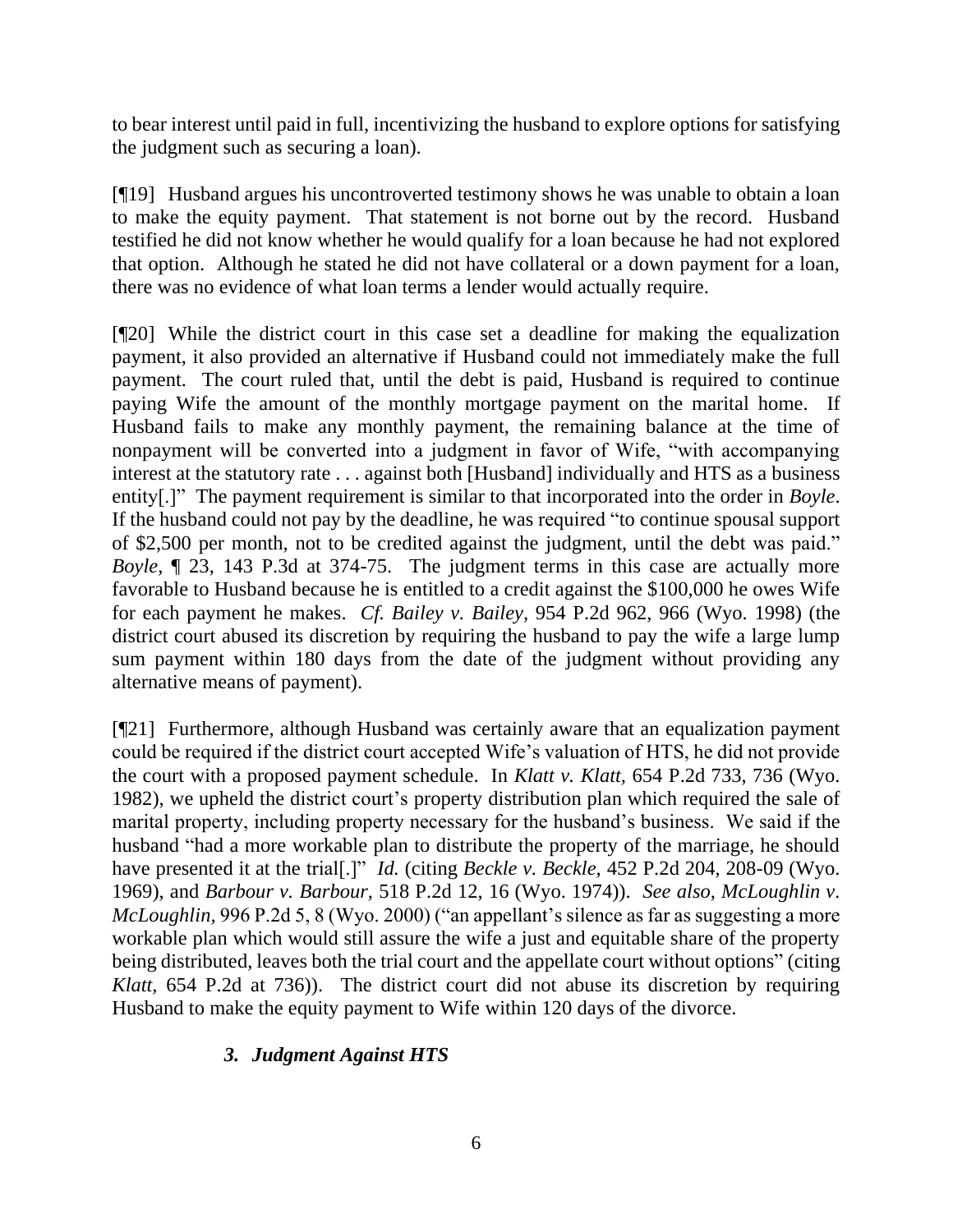to bear interest until paid in full, incentivizing the husband to explore options for satisfying the judgment such as securing a loan).

[¶19] Husband argues his uncontroverted testimony shows he was unable to obtain a loan to make the equity payment. That statement is not borne out by the record. Husband testified he did not know whether he would qualify for a loan because he had not explored that option. Although he stated he did not have collateral or a down payment for a loan, there was no evidence of what loan terms a lender would actually require.

[¶20] While the district court in this case set a deadline for making the equalization payment, it also provided an alternative if Husband could not immediately make the full payment. The court ruled that, until the debt is paid, Husband is required to continue paying Wife the amount of the monthly mortgage payment on the marital home. If Husband fails to make any monthly payment, the remaining balance at the time of nonpayment will be converted into a judgment in favor of Wife, "with accompanying interest at the statutory rate . . . against both [Husband] individually and HTS as a business entity[.]" The payment requirement is similar to that incorporated into the order in *Boyle*. If the husband could not pay by the deadline, he was required "to continue spousal support of $2,500 per month, not to be credited against the judgment, until the debt was paid." *Boyle*, ¶ 23, 143 P.3d at 374-75. The judgment terms in this case are actually more favorable to Husband because he is entitled to a credit against the $100,000 he owes Wife for each payment he makes. *Cf. Bailey v. Bailey*, 954 P.2d 962, 966 (Wyo. 1998) (the district court abused its discretion by requiring the husband to pay the wife a large lump sum payment within 180 days from the date of the judgment without providing any alternative means of payment).

[¶21] Furthermore, although Husband was certainly aware that an equalization payment could be required if the district court accepted Wife's valuation of HTS, he did not provide the court with a proposed payment schedule. In *Klatt v. Klatt*, 654 P.2d 733, 736 (Wyo. 1982), we upheld the district court's property distribution plan which required the sale of marital property, including property necessary for the husband's business. We said if the husband "had a more workable plan to distribute the property of the marriage, he should have presented it at the trial[.]" *Id.* (citing *Beckle v. Beckle*, 452 P.2d 204, 208-09 (Wyo. 1969), and *Barbour v. Barbour*, 518 P.2d 12, 16 (Wyo. 1974)). *See also*, *McLoughlin v. McLoughlin*, 996 P.2d 5, 8 (Wyo. 2000) ("an appellant's silence as far as suggesting a more workable plan which would still assure the wife a just and equitable share of the property being distributed, leaves both the trial court and the appellate court without options" (citing *Klatt*, 654 P.2d at 736)). The district court did not abuse its discretion by requiring Husband to make the equity payment to Wife within 120 days of the divorce.

### *3. Judgment Against HTS*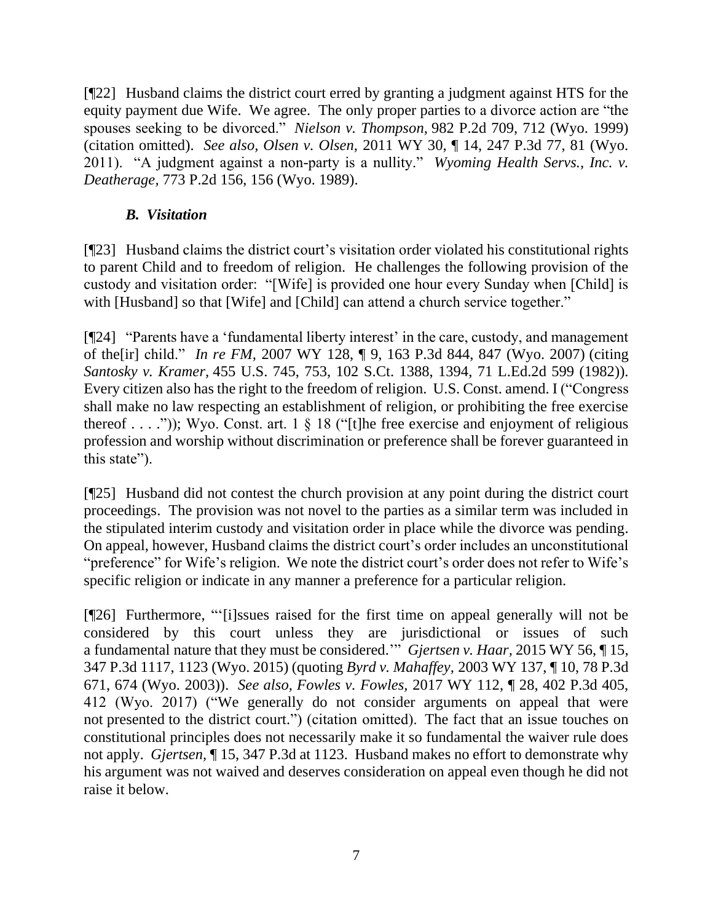[¶22] Husband claims the district court erred by granting a judgment against HTS for the equity payment due Wife. We agree. The only proper parties to a divorce action are "the spouses seeking to be divorced." *Nielson v. Thompson,* 982 P.2d 709, 712 (Wyo. 1999) (citation omitted). *See also, Olsen v. Olsen,* 2011 WY 30, ¶ 14, 247 P.3d 77, 81 (Wyo. 2011). "A judgment against a non-party is a nullity." *Wyoming Health Servs., Inc. v. Deatherage,* 773 P.2d 156, 156 (Wyo. 1989).

### *B. Visitation*

[¶23] Husband claims the district court's visitation order violated his constitutional rights to parent Child and to freedom of religion. He challenges the following provision of the custody and visitation order: "[Wife] is provided one hour every Sunday when [Child] is with [Husband] so that [Wife] and [Child] can attend a church service together."

[¶24] "Parents have a 'fundamental liberty interest' in the care, custody, and management of the[ir] child." *In re FM,* 2007 WY 128, ¶ 9, 163 P.3d 844, 847 (Wyo. 2007) (citing *Santosky v. Kramer,* 455 U.S. 745, 753, 102 S.Ct. 1388, 1394, 71 L.Ed.2d 599 (1982)). Every citizen also has the right to the freedom of religion. U.S. Const. amend. I ("Congress shall make no law respecting an establishment of religion, or prohibiting the free exercise thereof . . . .")); Wyo. Const. art. 1 § 18 ("[t]he free exercise and enjoyment of religious profession and worship without discrimination or preference shall be forever guaranteed in this state").

[¶25] Husband did not contest the church provision at any point during the district court proceedings. The provision was not novel to the parties as a similar term was included in the stipulated interim custody and visitation order in place while the divorce was pending. On appeal, however, Husband claims the district court's order includes an unconstitutional "preference" for Wife's religion. We note the district court's order does not refer to Wife's specific religion or indicate in any manner a preference for a particular religion.

[¶26] Furthermore, "'[i]ssues raised for the first time on appeal generally will not be considered by this court unless they are jurisdictional or issues of such a fundamental nature that they must be considered.'" *Gjertsen v. Haar,* 2015 WY 56, ¶ 15, 347 P.3d 1117, 1123 (Wyo. 2015) (quoting *Byrd v. Mahaffey,* 2003 WY 137, ¶ 10, 78 P.3d 671, 674 (Wyo. 2003)). *See also, Fowles v. Fowles,* 2017 WY 112, ¶ 28, 402 P.3d 405, 412 (Wyo. 2017) ("We generally do not consider arguments on appeal that were not presented to the district court.") (citation omitted). The fact that an issue touches on constitutional principles does not necessarily make it so fundamental the waiver rule does not apply. *Gjertsen,* ¶ 15, 347 P.3d at 1123. Husband makes no effort to demonstrate why his argument was not waived and deserves consideration on appeal even though he did not raise it below.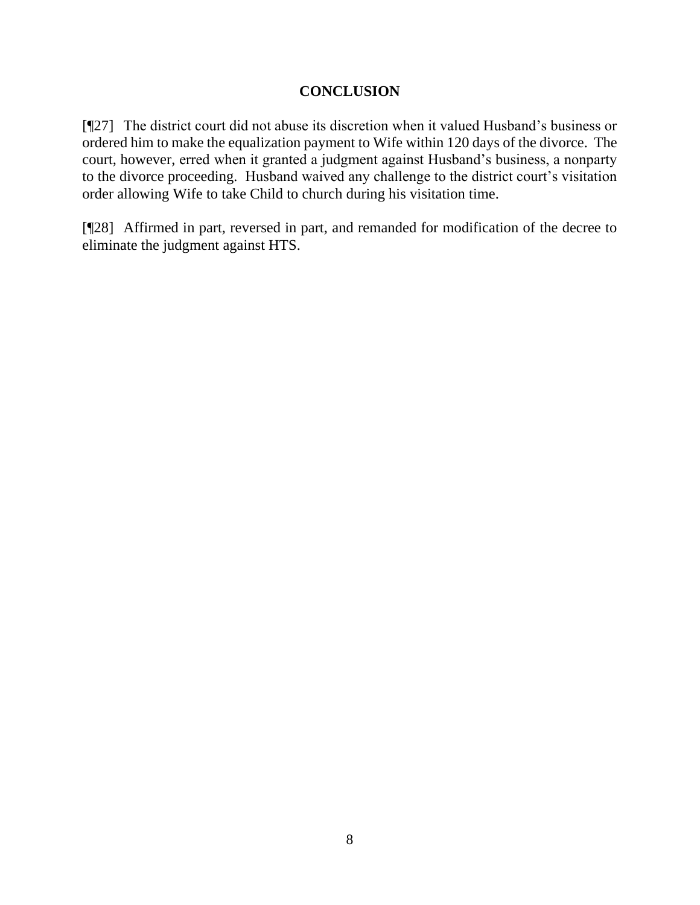## CONCLUSION

[¶27] The district court did not abuse its discretion when it valued Husband's business or ordered him to make the equalization payment to Wife within 120 days of the divorce. The court, however, erred when it granted a judgment against Husband's business, a nonparty to the divorce proceeding. Husband waived any challenge to the district court's visitation order allowing Wife to take Child to church during his visitation time.

[¶28] Affirmed in part, reversed in part, and remanded for modification of the decree to eliminate the judgment against HTS.